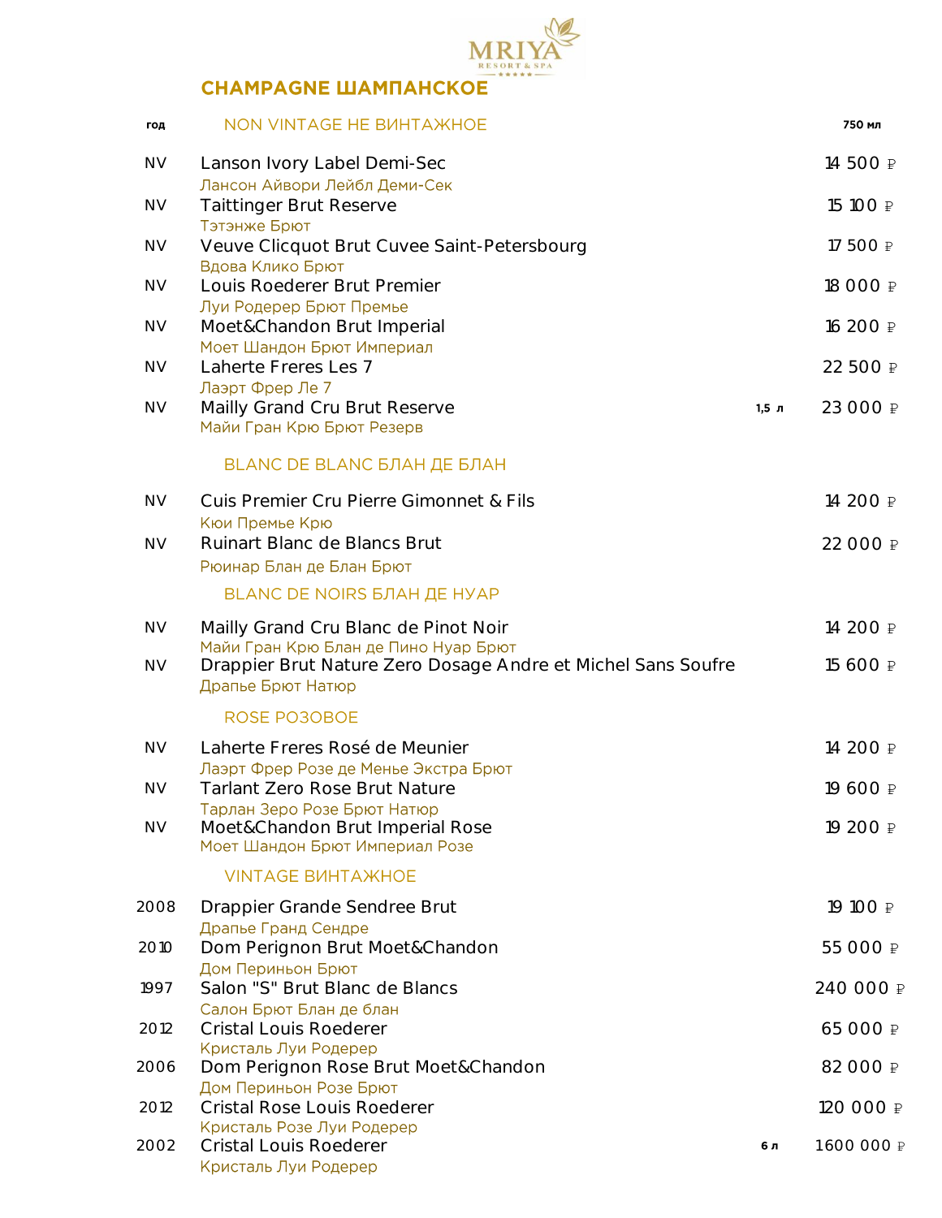MRIYA RESORT & SPA

# CHAMPAGNE ШАМПАНСКОЕ

| год | NON VINTAGE НЕ ВИНТАЖНОЕ | | 750 мл |
|---|---|---|---|
| NV | Lanson Ivory Label Demi-Sec<br>Лансон Айвори Лейбл Деми-Сек | | 14 500 ₽ |
| NV | Taittinger Brut Reserve<br>Тэтэнже Брют | | 15 100 ₽ |
| NV | Veuve Clicquot Brut Cuvee Saint-Petersbourg<br>Вдова Клико Брют | | 17 500 ₽ |
| NV | Louis Roederer Brut Premier<br>Луи Родерер Брют Премье | | 18 000 ₽ |
| NV | Moet&Chandon Brut Imperial<br>Моет Шандон Брют Империал | | 16 200 ₽ |
| NV | Laherte Freres Les 7<br>Лаэрт Фрер Ле 7 | | 22 500 ₽ |
| NV | Mailly Grand Cru Brut Reserve<br>Майи Гран Крю Брют Резерв | 1,5 л | 23 000 ₽ |
| | **BLANC DE BLANC БЛАН ДЕ БЛАН** | | |
| NV | Cuis Premier Cru Pierre Gimonnet & Fils<br>Кюи Премье Крю | | 14 200 ₽ |
| NV | Ruinart Blanc de Blancs Brut<br>Рюинар Блан де Блан Брют | | 22 000 ₽ |
| | **BLANC DE NOIRS БЛАН ДЕ НУАР** | | |
| NV | Mailly Grand Cru Blanc de Pinot Noir<br>Майи Гран Крю Блан де Пино Нуар Брют | | 14 200 ₽ |
| NV | Drappier Brut Nature Zero Dosage Andre et Michel Sans Soufre<br>Драпье Брют Натюр | | 15 600 ₽ |
| | **ROSE РОЗОВОЕ** | | |
| NV | Laherte Freres Rosé de Meunier<br>Лаэрт Фрер Розе де Менье Экстра Брют | | 14 200 ₽ |
| NV | Tarlant Zero Rose Brut Nature<br>Тарлан Зеро Розе Брют Натюр | | 19 600 ₽ |
| NV | Moet&Chandon Brut Imperial Rose<br>Моет Шандон Брют Империал Розе | | 19 200 ₽ |
| | **VINTAGE ВИНТАЖНОЕ** | | |
| 2008 | Drappier Grande Sendree Brut<br>Драпье Гранд Сендре | | 19 100 ₽ |
| 2010 | Dom Perignon Brut Moet&Chandon<br>Дом Периньон Брют | | 55 000 ₽ |
| 1997 | Salon "S" Brut Blanc de Blancs<br>Салон Брют Блан де блан | | 240 000 ₽ |
| 2012 | Cristal Louis Roederer<br>Кристаль Луи Родерер | | 65 000 ₽ |
| 2006 | Dom Perignon Rose Brut Moet&Chandon<br>Дом Периньон Розе Брют | | 82 000 ₽ |
| 2012 | Cristal Rose Louis Roederer<br>Кристаль Розе Луи Родерер | | 120 000 ₽ |
| 2002 | Cristal Louis Roederer<br>Кристаль Луи Родерер | 6 л | 1600 000 ₽ |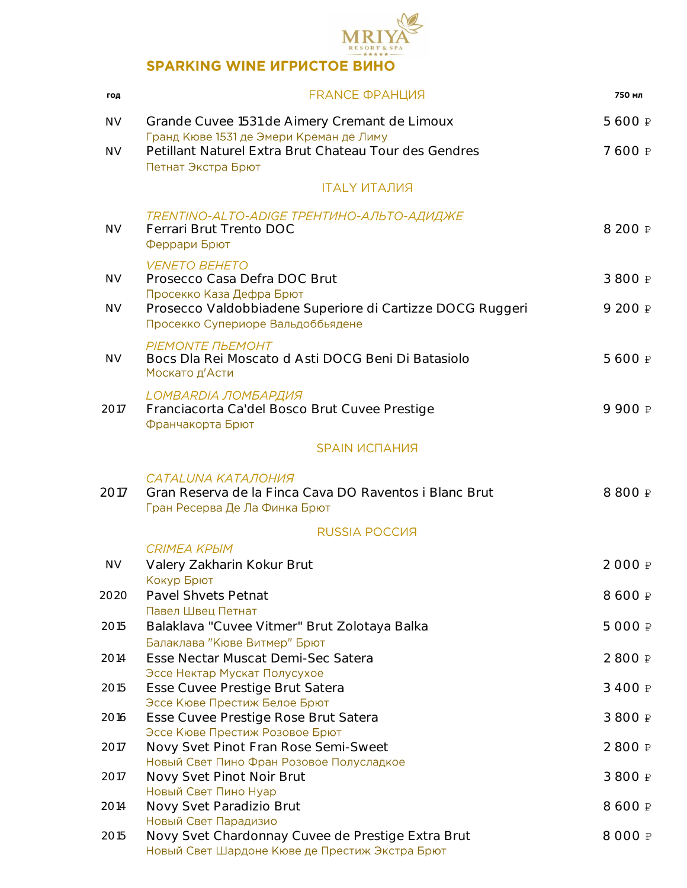MRIYA RESORT & SPA

## SPARKING WINE ИГРИСТОЕ ВИНО

| год | | 750 мл |
|---|---|---|
| | **FRANCE ФРАНЦИЯ** | |
| NV | Grande Cuvee 1531 de Aimery Cremant de Limoux<br>Гранд Кюве 1531 де Эмери Креман де Лиму | 5 600 ₽ |
| NV | Petillant Naturel Extra Brut Chateau Tour des Gendres<br>Петнат Экстра Брют | 7 600 ₽ |
| | **ITALY ИТАЛИЯ** | |
| | *TRENTINO-ALTO-ADIGE ТРЕНТИНО-АЛЬТО-АДИДЖЕ* | |
| NV | Ferrari Brut Trento DOC<br>Феррари Брют | 8 200 ₽ |
| | *VENETO ВЕНЕТО* | |
| NV | Prosecco Casa Defra DOC Brut<br>Просекко Каза Дефра Брют | 3 800 ₽ |
| NV | Prosecco Valdobbiadene Superiore di Cartizze DOCG Ruggeri<br>Просекко Супериоре Вальдоббьядене | 9 200 ₽ |
| | *PIEMONTE ПЬЕМОНТ* | |
| NV | Bocs Dla Rei Moscato d Asti DOCG Beni Di Batasiolo<br>Москато д'Асти | 5 600 ₽ |
| | *LOMBARDIA ЛОМБАРДИЯ* | |
| 2017 | Franciacorta Ca'del Bosco Brut Cuvee Prestige<br>Франчакорта Брют | 9 900 ₽ |
| | **SPAIN ИСПАНИЯ** | |
| | *CATALUNA КАТАЛОНИЯ* | |
| 2017 | Gran Reserva de la Finca Cava DO Raventos i Blanc Brut<br>Гран Ресерва Де Ла Финка Брют | 8 800 ₽ |
| | **RUSSIA РОССИЯ** | |
| | *CRIMEA КРЫМ* | |
| NV | Valery Zakharin Kokur Brut<br>Кокур Брют | 2 000 ₽ |
| 2020 | Pavel Shvets Petnat<br>Павел Швец Петнат | 8 600 ₽ |
| 2015 | Balaklava "Cuvee Vitmer" Brut Zolotaya Balka<br>Балаклава "Кюве Витмер" Брют | 5 000 ₽ |
| 2014 | Esse Nectar Muscat Demi-Sec Satera<br>Эссе Нектар Мускат Полусухое | 2 800 ₽ |
| 2015 | Esse Cuvee Prestige Brut Satera<br>Эссе Кюве Престиж Белое Брют | 3 400 ₽ |
| 2016 | Esse Cuvee Prestige Rose Brut Satera<br>Эссе Кюве Престиж Розовое Брют | 3 800 ₽ |
| 2017 | Novy Svet Pinot Fran Rose Semi-Sweet<br>Новый Свет Пино Фран Розовое Полусладкое | 2 800 ₽ |
| 2017 | Novy Svet Pinot Noir Brut<br>Новый Свет Пино Нуар | 3 800 ₽ |
| 2014 | Novy Svet Paradizio Brut<br>Новый Свет Парадизио | 8 600 ₽ |
| 2015 | Novy Svet Chardonnay Cuvee de Prestige Extra Brut<br>Новый Свет Шардоне Кюве де Престиж Экстра Брют | 8 000 ₽ |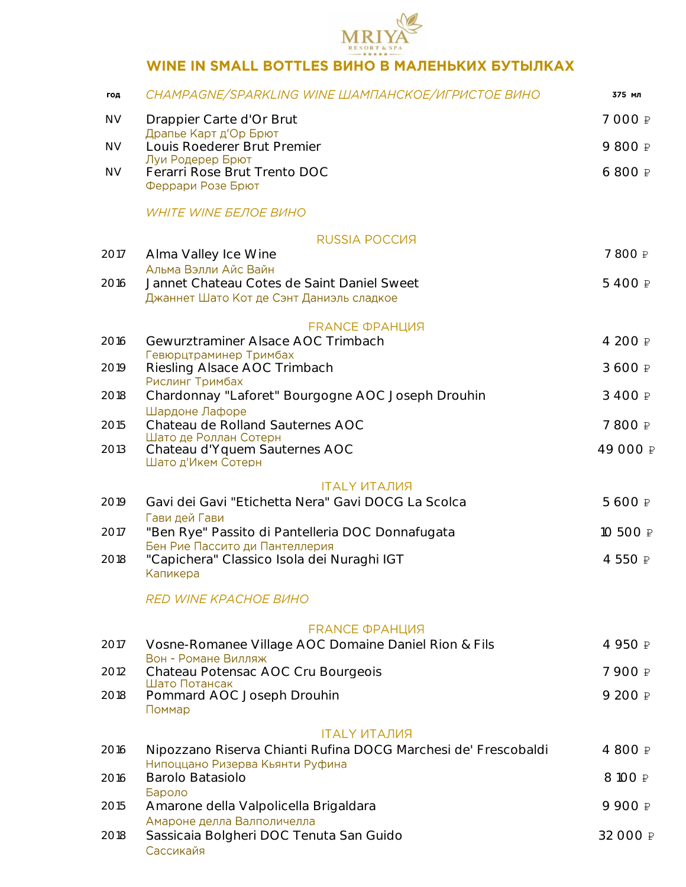MRIYA RESORT & SPA

# WINE IN SMALL BOTTLES ВИНО В МАЛЕНЬКИХ БУТЫЛКАХ

| год | *CHAMPAGNE/SPARKLING WINE ШАМПАНСКОЕ/ИГРИСТОЕ ВИНО* | 375 мл |
|---|---|---|
| NV | Drappier Carte d'Or Brut<br>Драпье Карт д'Ор Брют | 7 000 ₽ |
| NV | Louis Roederer Brut Premier<br>Луи Родерер Брют | 9 800 ₽ |
| NV | Ferarri Rose Brut Trento DOC<br>Феррари Розе Брют | 6 800 ₽ |

## *WHITE WINE БЕЛОЕ ВИНО*

### RUSSIA РОССИЯ

| год | | 375 мл |
|---|---|---|
| 2017 | Alma Valley Ice Wine<br>Альма Вэлли Айс Вайн | 7 800 ₽ |
| 2016 | Jannet Chateau Cotes de Saint Daniel Sweet<br>Джаннет Шато Кот де Сэнт Даниэль сладкое | 5 400 ₽ |

### FRANCE ФРАНЦИЯ

| год | | 375 мл |
|---|---|---|
| 2016 | Gewurztraminer Alsace AOC Trimbach<br>Гевюрцтраминер Тримбах | 4 200 ₽ |
| 2019 | Riesling Alsace AOC Trimbach<br>Рислинг Тримбах | 3 600 ₽ |
| 2018 | Chardonnay "Laforet" Bourgogne AOC Joseph Drouhin<br>Шардоне Лафоре | 3 400 ₽ |
| 2015 | Chateau de Rolland Sauternes AOC<br>Шато де Роллан Сотерн | 7 800 ₽ |
| 2013 | Chateau d'Yquem Sauternes AOC<br>Шато д'Икем Сотерн | 49 000 ₽ |

### ITALY ИТАЛИЯ

| год | | 375 мл |
|---|---|---|
| 2019 | Gavi dei Gavi "Etichetta Nera" Gavi DOCG La Scolca<br>Гави дей Гави | 5 600 ₽ |
| 2017 | "Ben Rye" Passito di Pantelleria DOC Donnafugata<br>Бен Рие Пассито ди Пантеллерия | 10 500 ₽ |
| 2018 | "Capichera" Classico Isola dei Nuraghi IGT<br>Капикера | 4 550 ₽ |

## *RED WINE КРАСНОЕ ВИНО*

### FRANCE ФРАНЦИЯ

| год | | 375 мл |
|---|---|---|
| 2017 | Vosne-Romanee Village AOC Domaine Daniel Rion & Fils<br>Вон - Романе Вилляж | 4 950 ₽ |
| 2012 | Chateau Potensac AOC Cru Bourgeois<br>Шато Потансак | 7 900 ₽ |
| 2018 | Pommard AOC Joseph Drouhin<br>Поммар | 9 200 ₽ |

### ITALY ИТАЛИЯ

| год | | 375 мл |
|---|---|---|
| 2016 | Nipozzano Riserva Chianti Rufina DOCG Marchesi de' Frescobaldi<br>Нипоццано Ризерва Кьянти Руфина | 4 800 ₽ |
| 2016 | Barolo Batasiolo<br>Бароло | 8 100 ₽ |
| 2015 | Amarone della Valpolicella Brigaldara<br>Амароне делла Валполичелла | 9 900 ₽ |
| 2018 | Sassicaia Bolgheri DOC Tenuta San Guido<br>Сассикайя | 32 000 ₽ |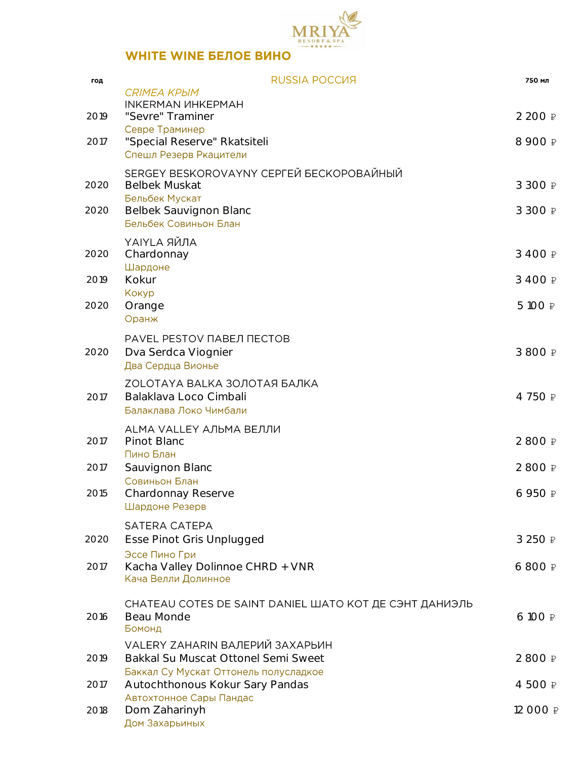MRIYA RESORT & SPA

# WHITE WINE БЕЛОЕ ВИНО

| год | RUSSIA РОССИЯ | 750 мл |
|---|---|---|
| | *CRIMEA КРЫМ* | |
| | INKERMAN ИНКЕРМАН | |
| 2019 | "Sevre" Traminer<br>Севре Траминер | 2 200 ₽ |
| 2017 | "Special Reserve" Rkatsiteli<br>Спешл Резерв Ркацители | 8 900 ₽ |
| | SERGEY BESKOROVAYNY СЕРГЕЙ БЕСКОРОВАЙНЫЙ | |
| 2020 | Belbek Muskat<br>Бельбек Мускат | 3 300 ₽ |
| 2020 | Belbek Sauvignon Blanc<br>Бельбек Совиньон Блан | 3 300 ₽ |
| | YAIYLA ЯЙЛА | |
| 2020 | Chardonnay<br>Шардоне | 3 400 ₽ |
| 2019 | Kokur<br>Кокур | 3 400 ₽ |
| 2020 | Orange<br>Оранж | 5 100 ₽ |
| | PAVEL PESTOV ПАВЕЛ ПЕСТОВ | |
| 2020 | Dva Serdca Viognier<br>Два Сердца Вионье | 3 800 ₽ |
| | ZOLOTAYA BALKA ЗОЛОТАЯ БАЛКА | |
| 2017 | Balaklava Loco Cimbali<br>Балаклава Локо Чимбали | 4 750 ₽ |
| | ALMA VALLEY АЛЬМА ВЕЛЛИ | |
| 2017 | Pinot Blanc<br>Пино Блан | 2 800 ₽ |
| 2017 | Sauvignon Blanc<br>Совиньон Блан | 2 800 ₽ |
| 2015 | Chardonnay Reserve<br>Шардоне Резерв | 6 950 ₽ |
| | SATERA САТЕРА | |
| 2020 | Esse Pinot Gris Unplugged<br>Эссе Пино Гри | 3 250 ₽ |
| 2017 | Kacha Valley Dolinnoe CHRD + VNR<br>Кача Велли Долинное | 6 800 ₽ |
| | CHATEAU COTES DE SAINT DANIEL ШАТО КОТ ДЕ СЭНТ ДАНИЭЛЬ | |
| 2016 | Beau Monde<br>Бомонд | 6 100 ₽ |
| | VALERY ZAHARIN ВАЛЕРИЙ ЗАХАРЬИН | |
| 2019 | Bakkal Su Muscat Ottonel Semi Sweet<br>Баккал Су Мускат Оттонель полусладкое | 2 800 ₽ |
| 2017 | Autochthonous Kokur Sary Pandas<br>Автохтонное Сары Пандас | 4 500 ₽ |
| 2018 | Dom Zaharinyh<br>Дом Захарьиных | 12 000 ₽ |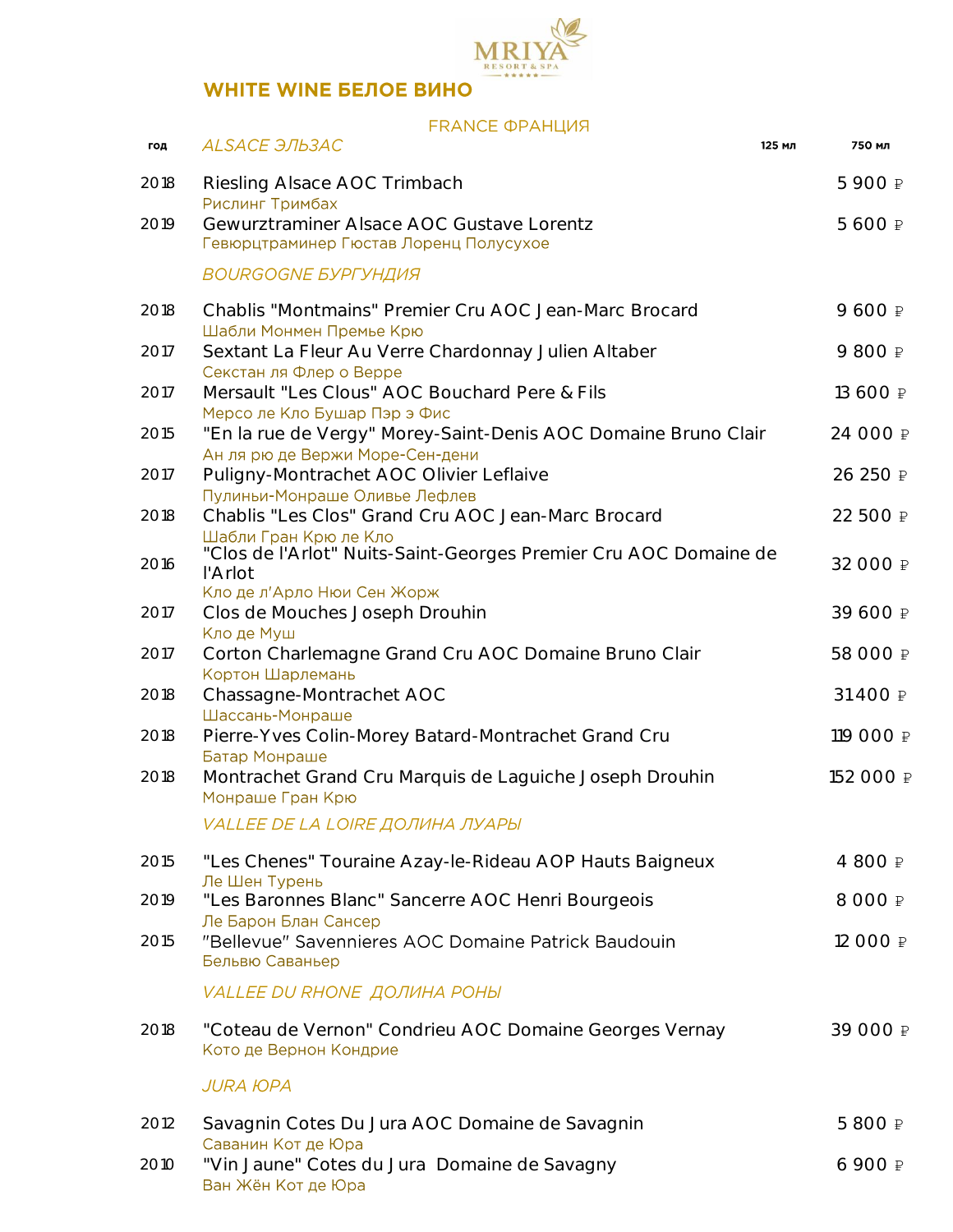MRIYA RESORT & SPA

## WHITE WINE БЕЛОЕ ВИНО

### FRANCE ФРАНЦИЯ

| год | ALSACE ЭЛЬЗАС | 125 мл | 750 мл |
|---|---|---|---|
| 2018 | Riesling Alsace AOC Trimbach<br>Рислинг Тримбах | | 5 900 ₽ |
| 2019 | Gewurztraminer Alsace AOC Gustave Lorentz<br>Гевюрцтраминер Гюстав Лоренц Полусухое | | 5 600 ₽ |
| | *BOURGOGNE БУРГУНДИЯ* | | |
| 2018 | Chablis "Montmains" Premier Cru AOC Jean-Marc Brocard<br>Шабли Монмен Премье Крю | | 9 600 ₽ |
| 2017 | Sextant La Fleur Au Verre Chardonnay Julien Altaber<br>Секстан ля Флер о Верре | | 9 800 ₽ |
| 2017 | Mersault "Les Clous" AOC Bouchard Pere & Fils<br>Мерсо ле Кло Бушар Пэр э Фис | | 13 600 ₽ |
| 2015 | "En la rue de Vergy" Morey-Saint-Denis AOC Domaine Bruno Clair<br>Ан ля рю де Вержи Море-Сен-дени | | 24 000 ₽ |
| 2017 | Puligny-Montrachet AOC Olivier Leflaive<br>Пулиньи-Монраше Оливье Лефлев | | 26 250 ₽ |
| 2018 | Chablis "Les Clos" Grand Cru AOC Jean-Marc Brocard<br>Шабли Гран Крю ле Кло | | 22 500 ₽ |
| 2016 | "Clos de l'Arlot" Nuits-Saint-Georges Premier Cru AOC Domaine de l'Arlot<br>Кло де л'Арло Нюи Сен Жорж | | 32 000 ₽ |
| 2017 | Clos de Mouches Joseph Drouhin<br>Кло де Муш | | 39 600 ₽ |
| 2017 | Corton Charlemagne Grand Cru AOC Domaine Bruno Clair<br>Кортон Шарлемань | | 58 000 ₽ |
| 2018 | Chassagne-Montrachet AOC<br>Шассань-Монраше | | 31400 ₽ |
| 2018 | Pierre-Yves Colin-Morey Batard-Montrachet Grand Cru<br>Батар Монраше | | 119 000 ₽ |
| 2018 | Montrachet Grand Cru Marquis de Laguiche Joseph Drouhin<br>Монраше Гран Крю | | 152 000 ₽ |
| | *VALLEE DE LA LOIRE ДОЛИНА ЛУАРЫ* | | |
| 2015 | "Les Chenes" Touraine Azay-le-Rideau AOP Hauts Baigneux<br>Ле Шен Турень | | 4 800 ₽ |
| 2019 | "Les Baronnes Blanc" Sancerre AOC Henri Bourgeois<br>Ле Барон Блан Сансер | | 8 000 ₽ |
| 2015 | "Bellevue" Savennieres AOC Domaine Patrick Baudouin<br>Бельвю Саваньер | | 12 000 ₽ |
| | *VALLEE DU RHONE ДОЛИНА РОНЫ* | | |
| 2018 | "Coteau de Vernon" Condrieu AOC Domaine Georges Vernay<br>Кото де Вернон Кондрие | | 39 000 ₽ |
| | *JURA ЮРА* | | |
| 2012 | Savagnin Cotes Du Jura AOC Domaine de Savagnin<br>Саванин Кот де Юра | | 5 800 ₽ |
| 2010 | "Vin Jaune" Cotes du Jura Domaine de Savagny<br>Ван Жён Кот де Юра | | 6 900 ₽ |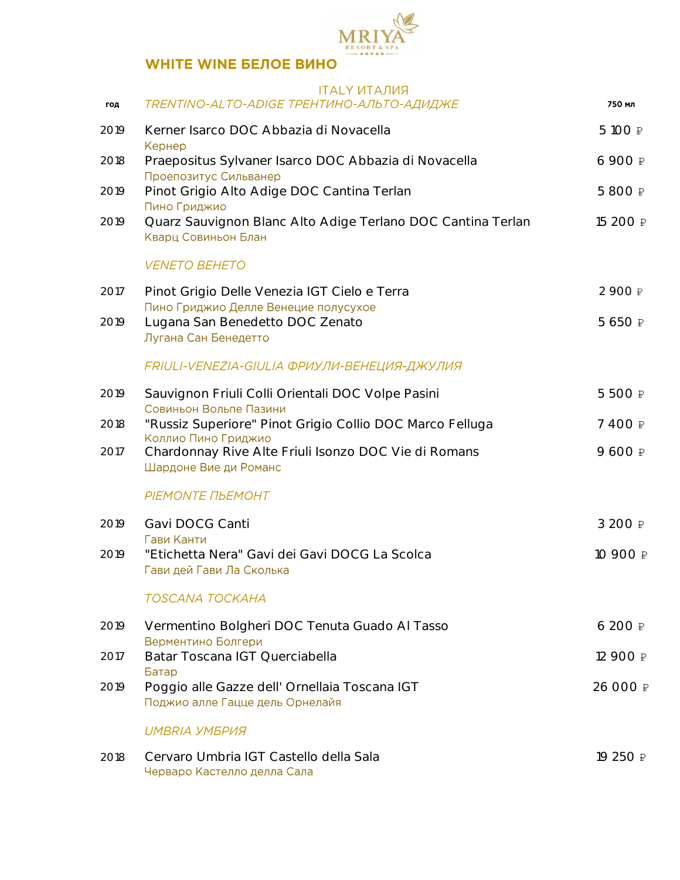## WHITE WINE БЕЛОЕ ВИНО

### ITALY ИТАЛИЯ

| год | *TRENTINO-ALTO-ADIGE ТРЕНТИНО-АЛЬТО-АДИДЖЕ* | 750 мл |
|---|---|---|
| 2019 | Kerner Isarco DOC Abbazia di Novacella<br>Кернер | 5 100 ₽ |
| 2018 | Praepositus Sylvaner Isarco DOC Abbazia di Novacella<br>Проепозитус Сильванер | 6 900 ₽ |
| 2019 | Pinot Grigio Alto Adige DOC Cantina Terlan<br>Пино Гриджио | 5 800 ₽ |
| 2019 | Quarz Sauvignon Blanc Alto Adige Terlano DOC Cantina Terlan<br>Кварц Совиньон Блан | 15 200 ₽ |
| | *VENETO ВЕНЕТО* | |
| 2017 | Pinot Grigio Delle Venezia IGT Cielo e Terra<br>Пино Гриджио Делле Венеции полусухое | 2 900 ₽ |
| 2019 | Lugana San Benedetto DOC Zenato<br>Лугана Сан Бенедетто | 5 650 ₽ |
| | *FRIULI-VENEZIA-GIULIA ФРИУЛИ-ВЕНЕЦИЯ-ДЖУЛИЯ* | |
| 2019 | Sauvignon Friuli Colli Orientali DOC Volpe Pasini<br>Совиньон Вольпе Пазини | 5 500 ₽ |
| 2018 | "Russiz Superiore" Pinot Grigio Collio DOC Marco Felluga<br>Коллио Пино Гриджио | 7 400 ₽ |
| 2017 | Chardonnay Rive Alte Friuli Isonzo DOC Vie di Romans<br>Шардоне Вие ди Романс | 9 600 ₽ |
| | *PIEMONTE ПЬЕМОНТ* | |
| 2019 | Gavi DOCG Canti<br>Гави Канти | 3 200 ₽ |
| 2019 | "Etichetta Nera" Gavi dei Gavi DOCG La Scolca<br>Гави дей Гави Ла Сколька | 10 900 ₽ |
| | *TOSCANA ТОСКАНА* | |
| 2019 | Vermentino Bolgheri DOC Tenuta Guado Al Tasso<br>Верментино Болгери | 6 200 ₽ |
| 2017 | Batar Toscana IGT Querciabella<br>Батар | 12 900 ₽ |
| 2019 | Poggio alle Gazze dell' Ornellaia Toscana IGT<br>Поджио алле Гацце дель Орнелайя | 26 000 ₽ |
| | *UMBRIA УМБРИЯ* | |
| 2018 | Cervaro Umbria IGT Castello della Sala<br>Черваро Кастелло делла Сала | 19 250 ₽ |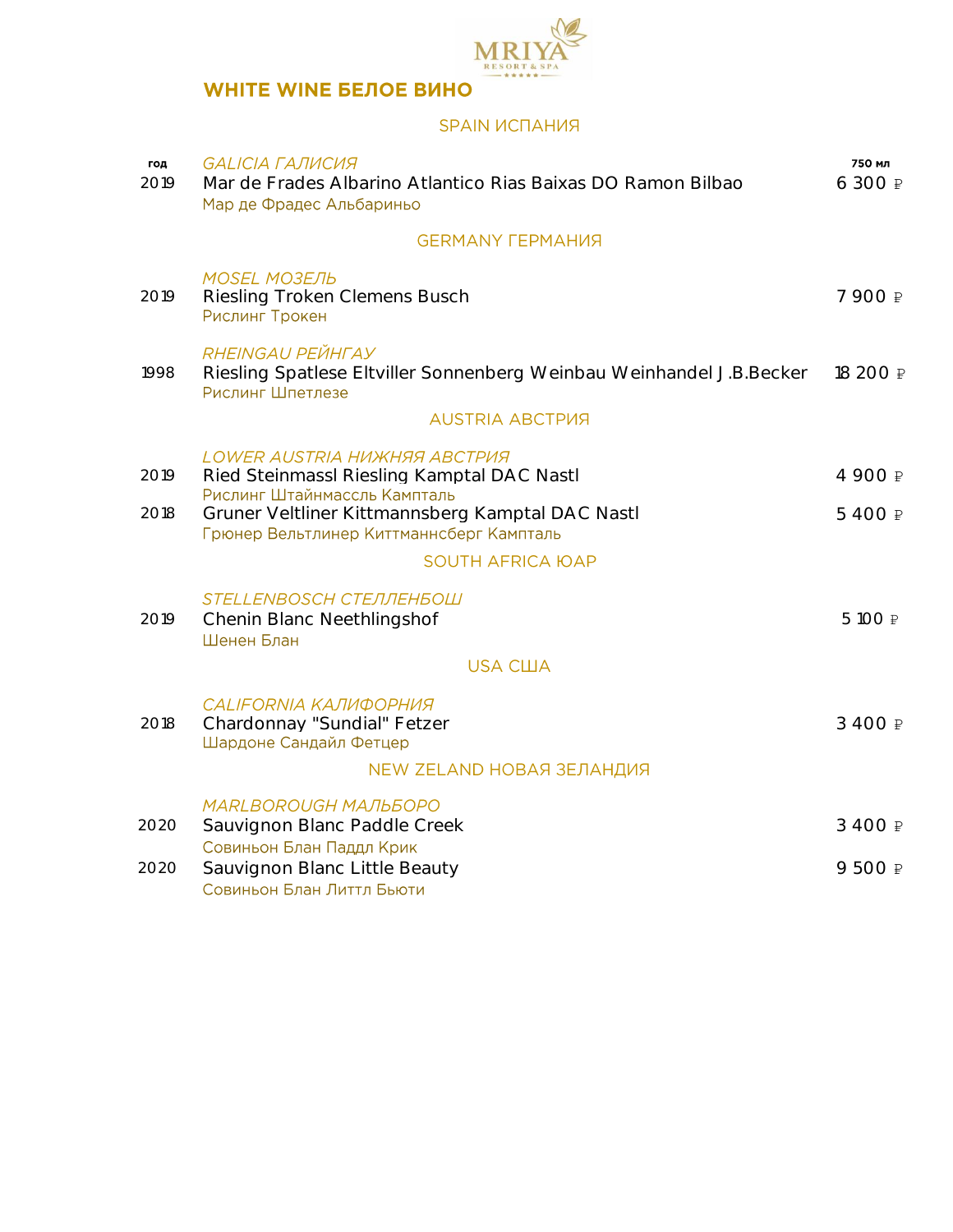# WHITE WINE БЕЛОЕ ВИНО

## SPAIN ИСПАНИЯ

| год | | 750 мл |
|---|---|---|
| | *GALICIA ГАЛИСИЯ* | |
| 2019 | Mar de Frades Albarino Atlantico Rias Baixas DO Ramon Bilbao<br>Мар де Фрадес Альбариньо | 6 300 ₽ |

## GERMANY ГЕРМАНИЯ

| год | | 750 мл |
|---|---|---|
| | *MOSEL МОЗЕЛЬ* | |
| 2019 | Riesling Troken Clemens Busch<br>Рислинг Трокен | 7 900 ₽ |
| | *RHEINGAU РЕЙНГАУ* | |
| 1998 | Riesling Spatlese Eltviller Sonnenberg Weinbau Weinhandel J.B.Becker<br>Рислинг Шпетлезе | 18 200 ₽ |

## AUSTRIA АВСТРИЯ

| год | | 750 мл |
|---|---|---|
| | *LOWER AUSTRIA НИЖНЯЯ АВСТРИЯ* | |
| 2019 | Ried Steinmassl Riesling Kamptal DAC Nastl<br>Рислинг Штайнмассль Кампталь | 4 900 ₽ |
| 2018 | Gruner Veltliner Kittmannsberg Kamptal DAC Nastl<br>Грюнер Вельтлинер Киттманнсберг Кампталь | 5 400 ₽ |

## SOUTH AFRICA ЮАР

| год | | 750 мл |
|---|---|---|
| | *STELLENBOSCH СТЕЛЛЕНБОШ* | |
| 2019 | Chenin Blanc Neethlingshof<br>Шенен Блан | 5 100 ₽ |

## USA США

| год | | 750 мл |
|---|---|---|
| | *CALIFORNIA КАЛИФОРНИЯ* | |
| 2018 | Chardonnay "Sundial" Fetzer<br>Шардоне Сандайл Фетцер | 3 400 ₽ |

## NEW ZELAND НОВАЯ ЗЕЛАНДИЯ

| год | | 750 мл |
|---|---|---|
| | *MARLBOROUGH МАЛЬБОРО* | |
| 2020 | Sauvignon Blanc Paddle Creek<br>Совиньон Блан Паддл Крик | 3 400 ₽ |
| 2020 | Sauvignon Blanc Little Beauty<br>Совиньон Блан Литтл Бьюти | 9 500 ₽ |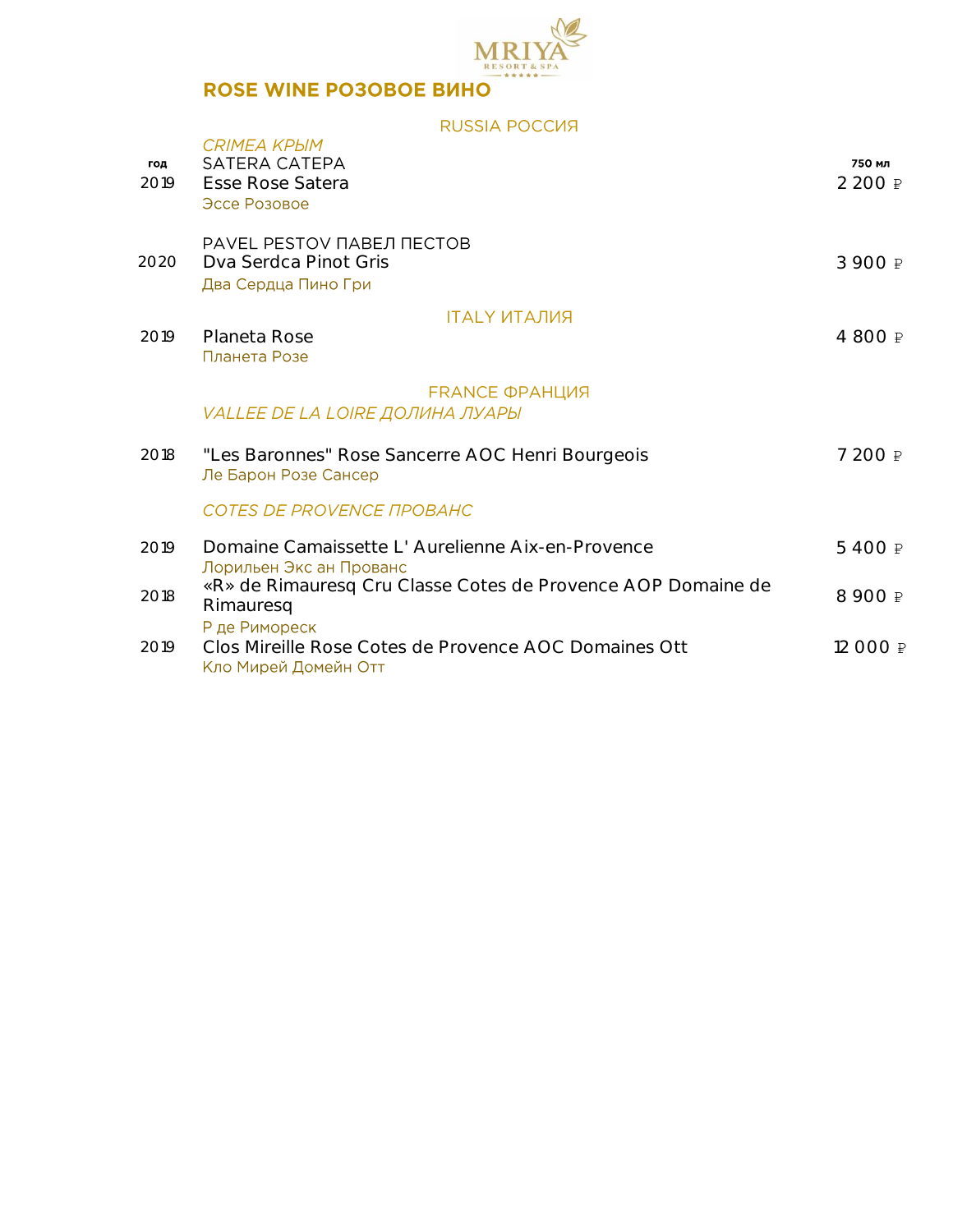# ROSE WINE РОЗОВОЕ ВИНО

## RUSSIA РОССИЯ

*CRIMEA КРЫМ*

| год | | 750 мл |
|---|---|---|
| | SATERA САТЕРА | |
| 2019 | Esse Rose Satera<br>Эссе Розовое | 2 200 ₽ |
| | PAVEL PESTOV ПАВЕЛ ПЕСТОВ | |
| 2020 | Dva Serdca Pinot Gris<br>Два Сердца Пино Гри | 3 900 ₽ |

## ITALY ИТАЛИЯ

| | | |
|---|---|---|
| 2019 | Planeta Rose<br>Планета Розе | 4 800 ₽ |

## FRANCE ФРАНЦИЯ

*VALLEE DE LA LOIRE ДОЛИНА ЛУАРЫ*

| | | |
|---|---|---|
| 2018 | "Les Baronnes" Rose Sancerre AOC Henri Bourgeois<br>Ле Барон Розе Сансер | 7 200 ₽ |

*COTES DE PROVENCE ПРОВАНС*

| | | |
|---|---|---|
| 2019 | Domaine Camaissette L' Aurelienne Aix-en-Provence<br>Лорильен Экс ан Прованс | 5 400 ₽ |
| 2018 | «R» de Rimauresq Cru Classe Cotes de Provence AOP Domaine de Rimauresq<br>Р де Римореск | 8 900 ₽ |
| 2019 | Clos Mireille Rose Cotes de Provence AOC Domaines Ott<br>Кло Мирей Домейн Отт | 12 000 ₽ |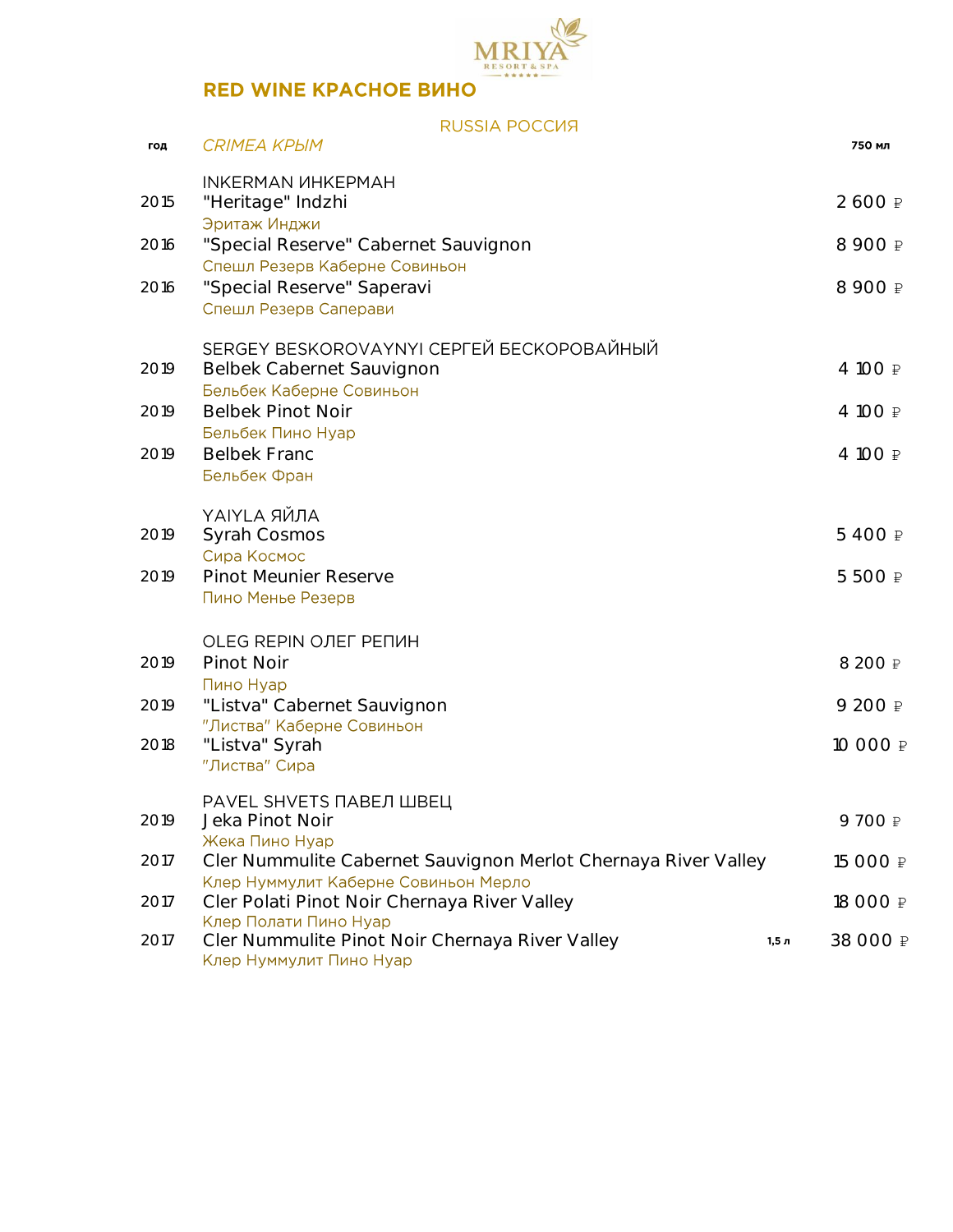# RED WINE КРАСНОЕ ВИНО

## RUSSIA РОССИЯ

| год | *CRIMEA КРЫМ* | | 750 мл |
|---|---|---|---|
| | INKERMAN ИНКЕРМАН | | |
| 2015 | "Heritage" Indzhi<br>Эритаж Инджи | | 2 600 ₽ |
| 2016 | "Special Reserve" Cabernet Sauvignon<br>Спешл Резерв Каберне Совиньон | | 8 900 ₽ |
| 2016 | "Special Reserve" Saperavi<br>Спешл Резерв Саперави | | 8 900 ₽ |
| | SERGEY BESKOROVAYNYI СЕРГЕЙ БЕСКОРОВАЙНЫЙ | | |
| 2019 | Belbek Cabernet Sauvignon<br>Бельбек Каберне Совиньон | | 4 100 ₽ |
| 2019 | Belbek Pinot Noir<br>Бельбек Пино Нуар | | 4 100 ₽ |
| 2019 | Belbek Franc<br>Бельбек Фран | | 4 100 ₽ |
| | YAIYLA ЯЙЛА | | |
| 2019 | Syrah Cosmos<br>Сира Космос | | 5 400 ₽ |
| 2019 | Pinot Meunier Reserve<br>Пино Менье Резерв | | 5 500 ₽ |
| | OLEG REPIN ОЛЕГ РЕПИН | | |
| 2019 | Pinot Noir<br>Пино Нуар | | 8 200 ₽ |
| 2019 | "Listva" Cabernet Sauvignon<br>"Листва" Каберне Совиньон | | 9 200 ₽ |
| 2018 | "Listva" Syrah<br>"Листва" Сира | | 10 000 ₽ |
| | PAVEL SHVETS ПАВЕЛ ШВЕЦ | | |
| 2019 | Jeka Pinot Noir<br>Жека Пино Нуар | | 9 700 ₽ |
| 2017 | Cler Nummulite Cabernet Sauvignon Merlot Chernaya River Valley<br>Клер Нуммулит Каберне Совиньон Мерло | | 15 000 ₽ |
| 2017 | Cler Polati Pinot Noir Chernaya River Valley<br>Клер Полати Пино Нуар | | 18 000 ₽ |
| 2017 | Cler Nummulite Pinot Noir Chernaya River Valley<br>Клер Нуммулит Пино Нуар | 1,5 л | 38 000 ₽ |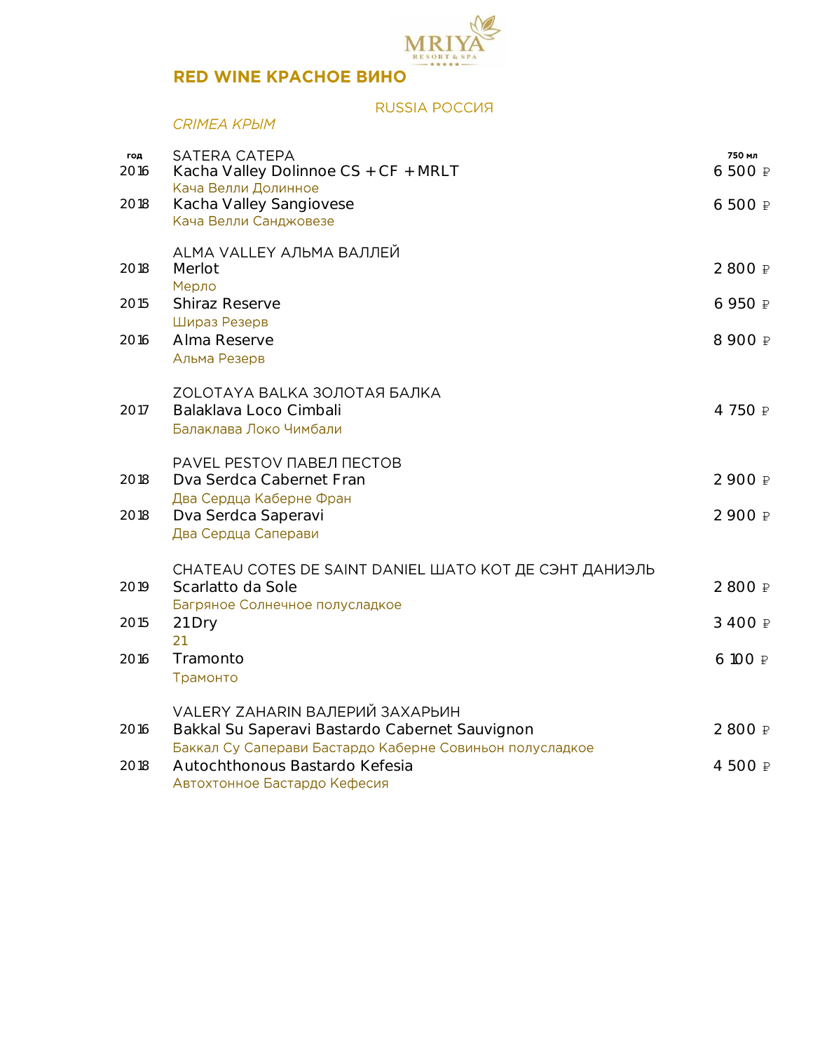# RED WINE КРАСНОЕ ВИНО

## RUSSIA РОССИЯ

### *CRIMEA КРЫМ*

| год | | 750 мл |
|---|---|---|
| | SATERA САТЕРА | |
| 2016 | Kacha Valley Dolinnoe CS +CF +MRLT<br>Кача Велли Долинное | 6 500 ₽ |
| 2018 | Kacha Valley Sangiovese<br>Кача Велли Санджовезе | 6 500 ₽ |
| | ALMA VALLEY АЛЬМА ВАЛЛЕЙ | |
| 2018 | Merlot<br>Мерло | 2 800 ₽ |
| 2015 | Shiraz Reserve<br>Шираз Резерв | 6 950 ₽ |
| 2016 | Alma Reserve<br>Альма Резерв | 8 900 ₽ |
| | ZOLOTAYA BALKA ЗОЛОТАЯ БАЛКА | |
| 2017 | Balaklava Loco Cimbali<br>Балаклава Локо Чимбали | 4 750 ₽ |
| | PAVEL PESTOV ПАВЕЛ ПЕСТОВ | |
| 2018 | Dva Serdca Cabernet Fran<br>Два Сердца Каберне Фран | 2 900 ₽ |
| 2018 | Dva Serdca Saperavi<br>Два Сердца Саперави | 2 900 ₽ |
| | CHATEAU COTES DE SAINT DANIEL ШАТО КОТ ДЕ СЭНТ ДАНИЭЛЬ | |
| 2019 | Scarlatto da Sole<br>Багряное Солнечное полусладкое | 2 800 ₽ |
| 2015 | 21 Dry<br>21 | 3 400 ₽ |
| 2016 | Tramonto<br>Трамонто | 6 100 ₽ |
| | VALERY ZAHARIN ВАЛЕРИЙ ЗАХАРЬИН | |
| 2016 | Bakkal Su Saperavi Bastardo Cabernet Sauvignon<br>Баккал Су Саперави Бастардо Каберне Совиньон полусладкое | 2 800 ₽ |
| 2018 | Autochthonous Bastardo Kefesia<br>Автохтонное Бастардо Кефесия | 4 500 ₽ |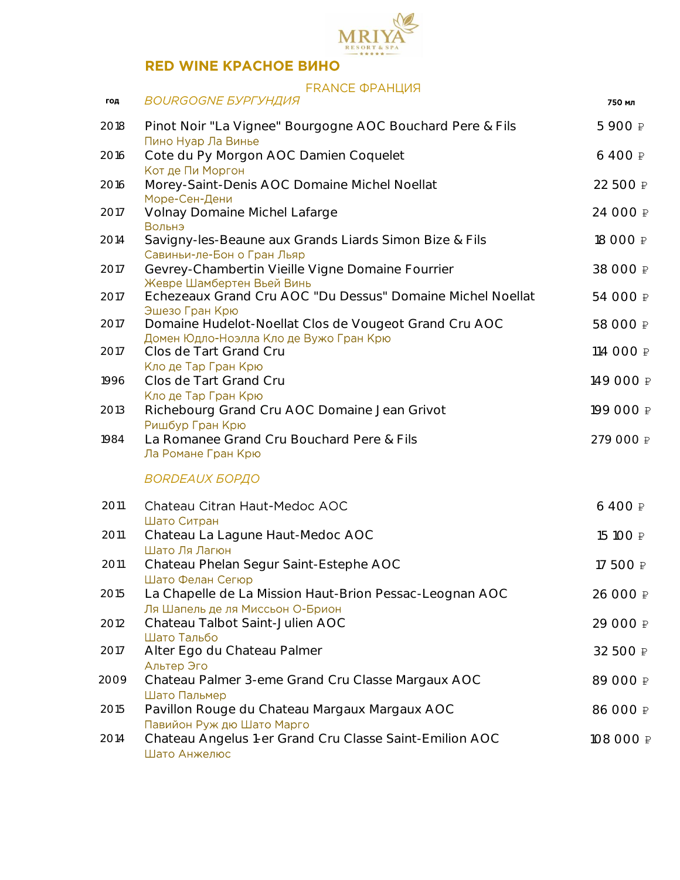MRIYA RESORT & SPA

## RED WINE КРАСНОЕ ВИНО

### FRANCE ФРАНЦИЯ

*BOURGOGNE БУРГУНДИЯ*

| год | | 750 мл |
|---|---|---|
| 2018 | Pinot Noir "La Vignee" Bourgogne AOC Bouchard Pere & Fils<br>Пино Нуар Ла Винье | 5 900 ₽ |
| 2016 | Cote du Py Morgon AOC Damien Coquelet<br>Кот де Пи Моргон | 6 400 ₽ |
| 2016 | Morey-Saint-Denis AOC Domaine Michel Noellat<br>Море-Сен-Дени | 22 500 ₽ |
| 2017 | Volnay Domaine Michel Lafarge<br>Вольнэ | 24 000 ₽ |
| 2014 | Savigny-les-Beaune aux Grands Liards Simon Bize & Fils<br>Савиньи-ле-Бон о Гран Льяр | 18 000 ₽ |
| 2017 | Gevrey-Chambertin Vieille Vigne Domaine Fourrier<br>Жевре Шамбертен Вьей Винь | 38 000 ₽ |
| 2017 | Echezeaux Grand Cru AOC "Du Dessus" Domaine Michel Noellat<br>Эшезо Гран Крю | 54 000 ₽ |
| 2017 | Domaine Hudelot-Noellat Clos de Vougeot Grand Cru AOC<br>Домен Юдло-Ноэлла Кло де Вужо Гран Крю | 58 000 ₽ |
| 2017 | Clos de Tart Grand Cru<br>Кло де Тар Гран Крю | 114 000 ₽ |
| 1996 | Clos de Tart Grand Cru<br>Кло де Тар Гран Крю | 149 000 ₽ |
| 2013 | Richebourg Grand Cru AOC Domaine Jean Grivot<br>Ришбур Гран Крю | 199 000 ₽ |
| 1984 | La Romanee Grand Cru Bouchard Pere & Fils<br>Ла Романе Гран Крю | 279 000 ₽ |

*BORDEAUX БОРДО*

| год | | 750 мл |
|---|---|---|
| 2011 | Chateau Citran Haut-Medoc AOC<br>Шато Ситран | 6 400 ₽ |
| 2011 | Chateau La Lagune Haut-Medoc AOC<br>Шато Ля Лагюн | 15 100 ₽ |
| 2011 | Chateau Phelan Segur Saint-Estephe AOC<br>Шато Фелан Сегюр | 17 500 ₽ |
| 2015 | La Chapelle de La Mission Haut-Brion Pessac-Leognan AOC<br>Ля Шапель де ля Миссьон О-Брион | 26 000 ₽ |
| 2012 | Chateau Talbot Saint-Julien AOC<br>Шато Тальбо | 29 000 ₽ |
| 2017 | Alter Ego du Chateau Palmer<br>Альтер Эго | 32 500 ₽ |
| 2009 | Chateau Palmer 3-eme Grand Cru Classe Margaux AOC<br>Шато Пальмер | 89 000 ₽ |
| 2015 | Pavillon Rouge du Chateau Margaux Margaux AOC<br>Павийон Руж дю Шато Марго | 86 000 ₽ |
| 2014 | Chateau Angelus 1-er Grand Cru Classe Saint-Emilion AOC<br>Шато Анжелюс | 108 000 ₽ |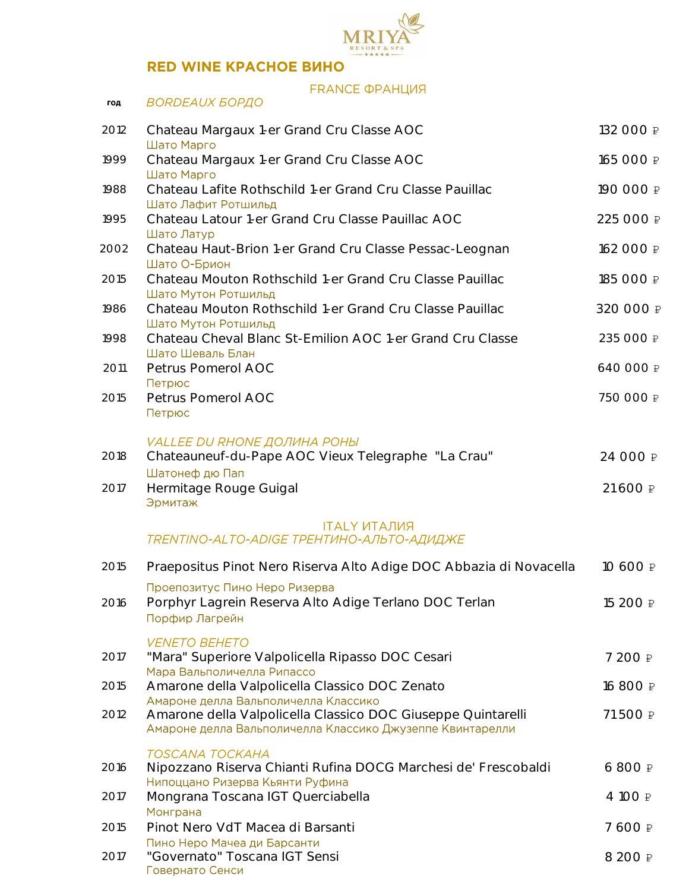MRIYA RESORT & SPA

# RED WINE КРАСНОЕ ВИНО

## FRANCE ФРАНЦИЯ

| год | *BORDEAUX БОРДО* | |
|---|---|---|
| 2012 | Chateau Margaux 1-er Grand Cru Classe AOC<br>Шато Марго | 132 000 ₽ |
| 1999 | Chateau Margaux 1-er Grand Cru Classe AOC<br>Шато Марго | 165 000 ₽ |
| 1988 | Chateau Lafite Rothschild 1-er Grand Cru Classe Pauillac<br>Шато Лафит Ротшильд | 190 000 ₽ |
| 1995 | Chateau Latour 1-er Grand Cru Classe Pauillac AOC<br>Шато Латур | 225 000 ₽ |
| 2002 | Chateau Haut-Brion 1-er Grand Cru Classe Pessac-Leognan<br>Шато О-Брион | 162 000 ₽ |
| 2015 | Chateau Mouton Rothschild 1-er Grand Cru Classe Pauillac<br>Шато Мутон Ротшильд | 185 000 ₽ |
| 1986 | Chateau Mouton Rothschild 1-er Grand Cru Classe Pauillac<br>Шато Мутон Ротшильд | 320 000 ₽ |
| 1998 | Chateau Cheval Blanc St-Emilion AOC 1-er Grand Cru Classe<br>Шато Шеваль Блан | 235 000 ₽ |
| 2011 | Petrus Pomerol AOC<br>Петрюс | 640 000 ₽ |
| 2015 | Petrus Pomerol AOC<br>Петрюс | 750 000 ₽ |
| | *VALLEE DU RHONE ДОЛИНА РОНЫ* | |
| 2018 | Chateauneuf-du-Pape AOC Vieux Telegraphe "La Crau"<br>Шатонеф дю Пап | 24 000 ₽ |
| 2017 | Hermitage Rouge Guigal<br>Эрмитаж | 21 600 ₽ |

## ITALY ИТАЛИЯ

| год | *TRENTINO-ALTO-ADIGE ТРЕНТИНО-АЛЬТО-АДИДЖЕ* | |
|---|---|---|
| 2015 | Praepositus Pinot Nero Riserva Alto Adige DOC Abbazia di Novacella<br>Проепозитус Пино Неро Ризерва | 10 600 ₽ |
| 2016 | Porphyr Lagrein Reserva Alto Adige Terlano DOC Terlan<br>Порфир Лагрейн | 15 200 ₽ |
| | *VENETO ВЕНЕТО* | |
| 2017 | "Mara" Superiore Valpolicella Ripasso DOC Cesari<br>Мара Вальполичелла Рипассо | 7 200 ₽ |
| 2015 | Amarone della Valpolicella Classico DOC Zenato<br>Амароне делла Вальполичелла Классико | 16 800 ₽ |
| 2012 | Amarone della Valpolicella Classico DOC Giuseppe Quintarelli<br>Амароне делла Вальполичелла Классико Джузеппе Квинтарелли | 71 500 ₽ |
| | *TOSCANA ТОСКАНА* | |
| 2016 | Nipozzano Riserva Chianti Rufina DOCG Marchesi de' Frescobaldi<br>Нипоццано Ризерва Кьянти Руфина | 6 800 ₽ |
| 2017 | Mongrana Toscana IGT Querciabella<br>Монграна | 4 100 ₽ |
| 2015 | Pinot Nero VdT Macea di Barsanti<br>Пино Неро Мачеа ди Барсанти | 7 600 ₽ |
| 2017 | "Governato" Toscana IGT Sensi<br>Говернато Сенси | 8 200 ₽ |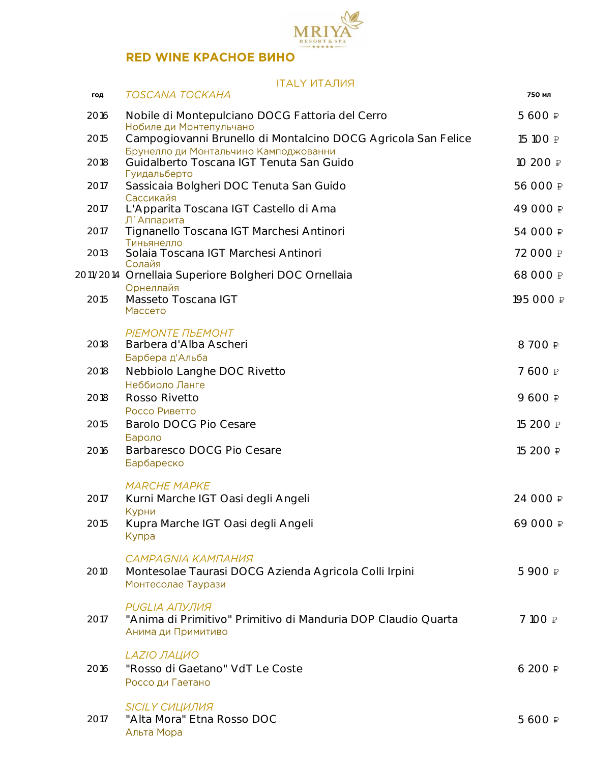# RED WINE КРАСНОЕ ВИНО

## ITALY ИТАЛИЯ

| год | *TOSCANA ТОСКАНА* | 750 мл |
|---|---|---|
| 2016 | Nobile di Montepulciano DOCG Fattoria del Cerro<br>Нобиле ди Монтепульчано | 5 600 ₽ |
| 2015 | Campogiovanni Brunello di Montalcino DOCG Agricola San Felice<br>Брунелло ди Монтальчино Камподжованни | 15 100 ₽ |
| 2018 | Guidalberto Toscana IGT Tenuta San Guido<br>Гуидальберто | 10 200 ₽ |
| 2017 | Sassicaia Bolgheri DOC Tenuta San Guido<br>Сассикайя | 56 000 ₽ |
| 2017 | L'Apparita Toscana IGT Castello di Ama<br>Л`Аппарита | 49 000 ₽ |
| 2017 | Tignanello Toscana IGT Marchesi Antinori<br>Тиньянелло | 54 000 ₽ |
| 2013 | Solaia Toscana IGT Marchesi Antinori<br>Солайя | 72 000 ₽ |
| 2011/2014 | Ornellaia Superiore Bolgheri DOC Ornellaia<br>Орнеллайя | 68 000 ₽ |
| 2015 | Masseto Toscana IGT<br>Массето | 195 000 ₽ |
| | *PIEMONTE ПЬЕМОНТ* | |
| 2018 | Barbera d'Alba Ascheri<br>Барбера д'Альба | 8 700 ₽ |
| 2018 | Nebbiolo Langhe DOC Rivetto<br>Неббиоло Ланге | 7 600 ₽ |
| 2018 | Rosso Rivetto<br>Россо Риветто | 9 600 ₽ |
| 2015 | Barolo DOCG Pio Cesare<br>Бароло | 15 200 ₽ |
| 2016 | Barbaresco DOCG Pio Cesare<br>Барбареско | 15 200 ₽ |
| | *MARCHE МАРКЕ* | |
| 2017 | Kurni Marche IGT Oasi degli Angeli<br>Курни | 24 000 ₽ |
| 2015 | Kupra Marche IGT Oasi degli Angeli<br>Купра | 69 000 ₽ |
| | *CAMPAGNIA КАМПАНИЯ* | |
| 2010 | Montesolae Taurasi DOCG Azienda Agricola Colli Irpini<br>Монтесолае Таурази | 5 900 ₽ |
| | *PUGLIA АПУЛИЯ* | |
| 2017 | "Anima di Primitivo" Primitivo di Manduria DOP Claudio Quarta<br>Анима ди Примитиво | 7 100 ₽ |
| | *LAZIO ЛАЦИО* | |
| 2016 | "Rosso di Gaetano" VdT Le Coste<br>Россо ди Гаетано | 6 200 ₽ |
| | *SICILY СИЦИЛИЯ* | |
| 2017 | "Alta Mora" Etna Rosso DOC<br>Альта Мора | 5 600 ₽ |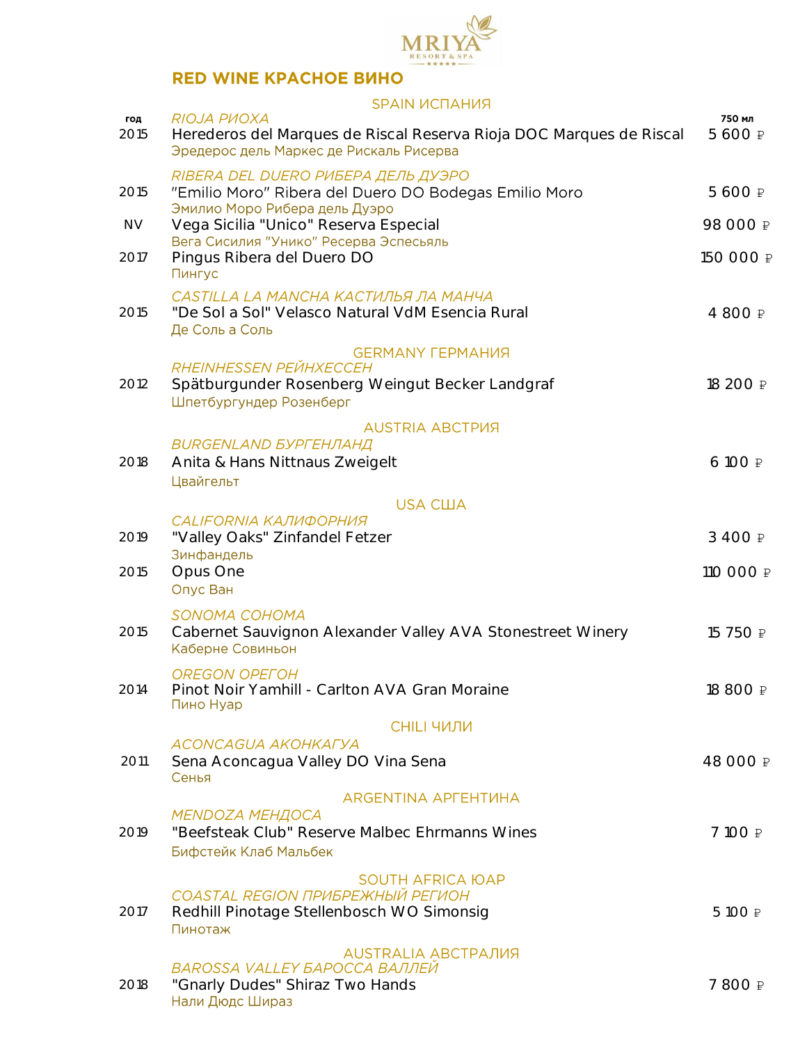MRIYA RESORT & SPA

## RED WINE КРАСНОЕ ВИНО

### SPAIN ИСПАНИЯ

| год | | 750 мл |
|---|---|---|
| | *RIOJA РИОХА* | |
| 2015 | Herederos del Marques de Riscal Reserva Rioja DOC Marques de Riscal<br>Эредерос дель Маркес де Рискаль Рисерва | 5 600 ₽ |
| | *RIBERA DEL DUERO РИБЕРА ДЕЛЬ ДУЭРО* | |
| 2015 | "Emilio Moro" Ribera del Duero DO Bodegas Emilio Moro<br>Эмилио Моро Рибера дель Дуэро | 5 600 ₽ |
| NV | Vega Sicilia "Unico" Reserva Especial<br>Вега Сисилия "Унико" Ресерва Эспесьяль | 98 000 ₽ |
| 2017 | Pingus Ribera del Duero DO<br>Пингус | 150 000 ₽ |
| | *CASTILLA LA MANCHA КАСТИЛЬЯ ЛА МАНЧА* | |
| 2015 | "De Sol a Sol" Velasco Natural VdM Esencia Rural<br>Де Соль а Соль | 4 800 ₽ |

### GERMANY ГЕРМАНИЯ

| | | |
|---|---|---|
| | *RHEINHESSEN РЕЙНХЕССЕН* | |
| 2012 | Spätburgunder Rosenberg Weingut Becker Landgraf<br>Шпетбургундер Розенберг | 18 200 ₽ |

### AUSTRIA АВСТРИЯ

| | | |
|---|---|---|
| | *BURGENLAND БУРГЕНЛАНД* | |
| 2018 | Anita & Hans Nittnaus Zweigelt<br>Цвайгельт | 6 100 ₽ |

### USA США

| | | |
|---|---|---|
| | *CALIFORNIA КАЛИФОРНИЯ* | |
| 2019 | "Valley Oaks" Zinfandel Fetzer<br>Зинфандель | 3 400 ₽ |
| 2015 | Opus One<br>Опус Ван | 110 000 ₽ |
| | *SONOMA СОНОМА* | |
| 2015 | Cabernet Sauvignon Alexander Valley AVA Stonestreet Winery<br>Каберне Совиньон | 15 750 ₽ |
| | *OREGON ОРЕГОН* | |
| 2014 | Pinot Noir Yamhill - Carlton AVA Gran Moraine<br>Пино Нуар | 18 800 ₽ |

### CHILI ЧИЛИ

| | | |
|---|---|---|
| | *ACONCAGUA АКОНКАГУА* | |
| 2011 | Sena Aconcagua Valley DO Vina Sena<br>Сенья | 48 000 ₽ |

### ARGENTINA АРГЕНТИНА

| | | |
|---|---|---|
| | *MENDOZA МЕНДОСА* | |
| 2019 | "Beefsteak Club" Reserve Malbec Ehrmanns Wines<br>Бифстейк Клаб Мальбек | 7 100 ₽ |

### SOUTH AFRICA ЮАР

| | | |
|---|---|---|
| | *COASTAL REGION ПРИБРЕЖНЫЙ РЕГИОН* | |
| 2017 | Redhill Pinotage Stellenbosch WO Simonsig<br>Пинотаж | 5 100 ₽ |

### AUSTRALIA АВСТРАЛИЯ

| | | |
|---|---|---|
| | *BAROSSA VALLEY БАРОССА ВАЛЛЕЙ* | |
| 2018 | "Gnarly Dudes" Shiraz Two Hands<br>Нали Дюдс Шираз | 7 800 ₽ |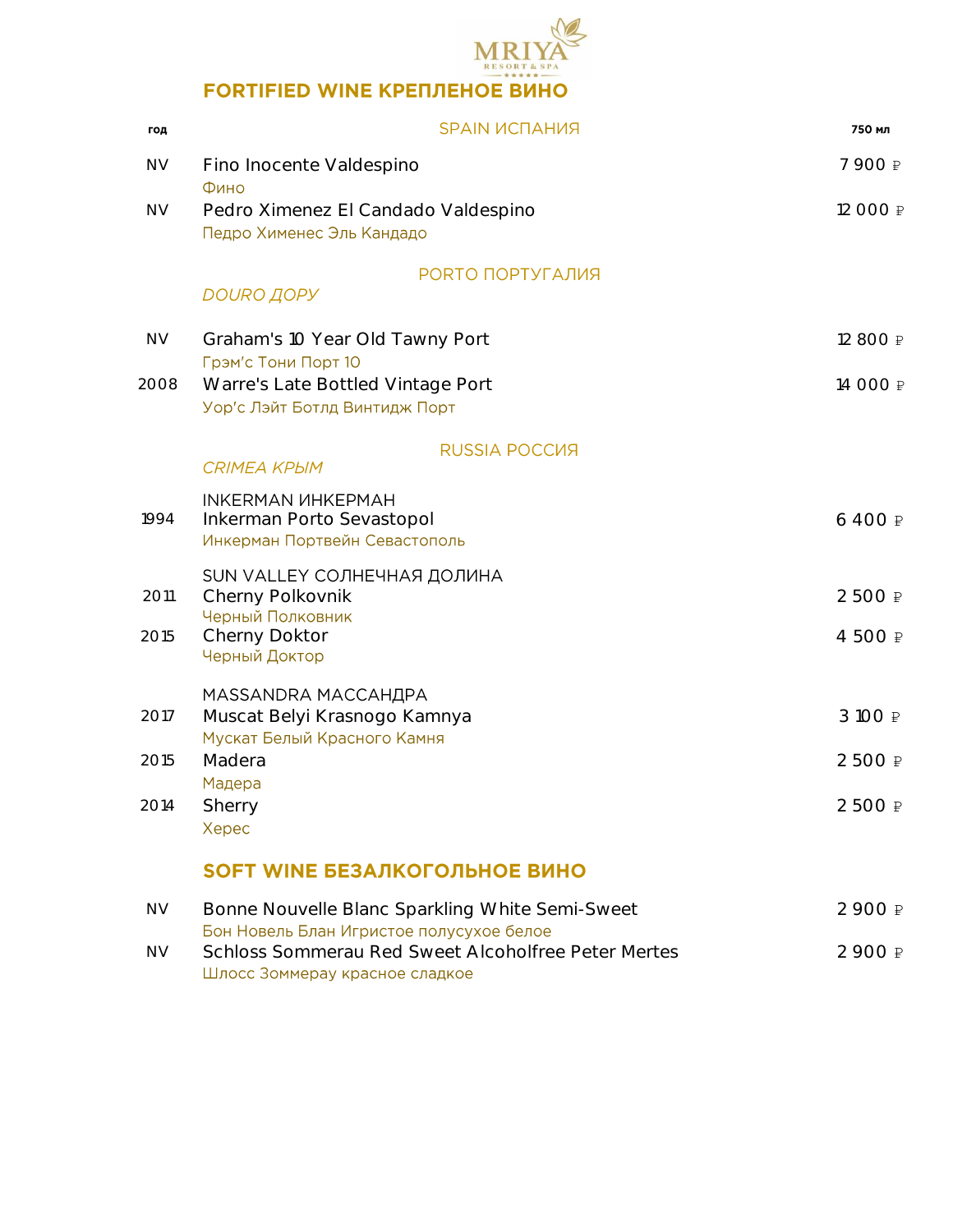MRIYA RESORT & SPA

## FORTIFIED WINE КРЕПЛЕНОЕ ВИНО

| год | SPAIN ИСПАНИЯ | 750 мл |
|---|---|---|
| NV | Fino Inocente Valdespino<br>Фино | 7 900 ₽ |
| NV | Pedro Ximenez El Candado Valdespino<br>Педро Хименес Эль Кандадо | 12 000 ₽ |
| | **PORTO ПОРТУГАЛИЯ**<br>*DOURO ДОРУ* | |
| NV | Graham's 10 Year Old Tawny Port<br>Грэм'с Тони Порт 10 | 12 800 ₽ |
| 2008 | Warre's Late Bottled Vintage Port<br>Уор'с Лэйт Ботлд Винтидж Порт | 14 000 ₽ |
| | **RUSSIA РОССИЯ**<br>*CRIMEA КРЫМ* | |
| | INKERMAN ИНКЕРМАН | |
| 1994 | Inkerman Porto Sevastopol<br>Инкерман Портвейн Севастополь | 6 400 ₽ |
| | SUN VALLEY СОЛНЕЧНАЯ ДОЛИНА | |
| 2011 | Cherny Polkovnik<br>Черный Полковник | 2 500 ₽ |
| 2015 | Cherny Doktor<br>Черный Доктор | 4 500 ₽ |
| | MASSANDRA МАССАНДРА | |
| 2017 | Muscat Belyi Krasnogo Kamnya<br>Мускат Белый Красного Камня | 3 100 ₽ |
| 2015 | Madera<br>Мадера | 2 500 ₽ |
| 2014 | Sherry<br>Херес | 2 500 ₽ |

## SOFT WINE БЕЗАЛКОГОЛЬНОЕ ВИНО

| | | |
|---|---|---|
| NV | Bonne Nouvelle Blanc Sparkling White Semi-Sweet<br>Бон Новель Блан Игристое полусухое белое | 2 900 ₽ |
| NV | Schloss Sommerau Red Sweet Alcoholfree Peter Mertes<br>Шлосс Зоммерау красное сладкое | 2 900 ₽ |